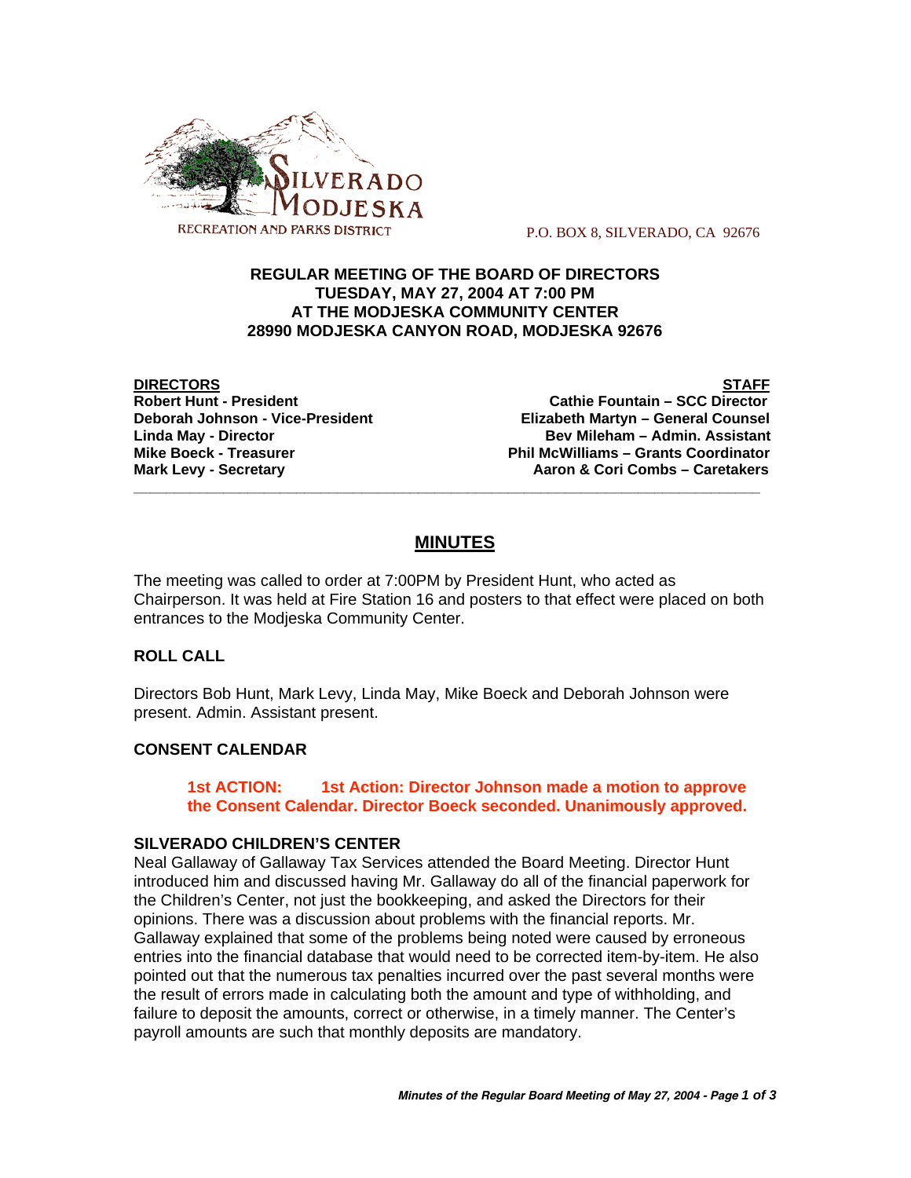SILVERADO MODJESKA

RECREATION AND PARKS DISTRICT

P.O. BOX 8, SILVERADO, CA 92676

**REGULAR MEETING OF THE BOARD OF DIRECTORS**
**TUESDAY, MAY 27, 2004 AT 7:00 PM**
**AT THE MODJESKA COMMUNITY CENTER**
**28990 MODJESKA CANYON ROAD, MODJESKA 92676**

| **DIRECTORS** | **STAFF** |
|---|---|
| **Robert Hunt - President** | **Cathie Fountain – SCC Director** |
| **Deborah Johnson - Vice-President** | **Elizabeth Martyn – General Counsel** |
| **Linda May - Director** | **Bev Mileham – Admin. Assistant** |
| **Mike Boeck - Treasurer** | **Phil McWilliams – Grants Coordinator** |
| **Mark Levy - Secretary** | **Aaron & Cori Combs – Caretakers** |

---

## MINUTES

The meeting was called to order at 7:00PM by President Hunt, who acted as Chairperson. It was held at Fire Station 16 and posters to that effect were placed on both entrances to the Modjeska Community Center.

### ROLL CALL

Directors Bob Hunt, Mark Levy, Linda May, Mike Boeck and Deborah Johnson were present. Admin. Assistant present.

### CONSENT CALENDAR

> **1st ACTION: 1st Action: Director Johnson made a motion to approve the Consent Calendar. Director Boeck seconded. Unanimously approved.**

### SILVERADO CHILDREN'S CENTER

Neal Gallaway of Gallaway Tax Services attended the Board Meeting. Director Hunt introduced him and discussed having Mr. Gallaway do all of the financial paperwork for the Children's Center, not just the bookkeeping, and asked the Directors for their opinions. There was a discussion about problems with the financial reports. Mr. Gallaway explained that some of the problems being noted were caused by erroneous entries into the financial database that would need to be corrected item-by-item. He also pointed out that the numerous tax penalties incurred over the past several months were the result of errors made in calculating both the amount and type of withholding, and failure to deposit the amounts, correct or otherwise, in a timely manner. The Center's payroll amounts are such that monthly deposits are mandatory.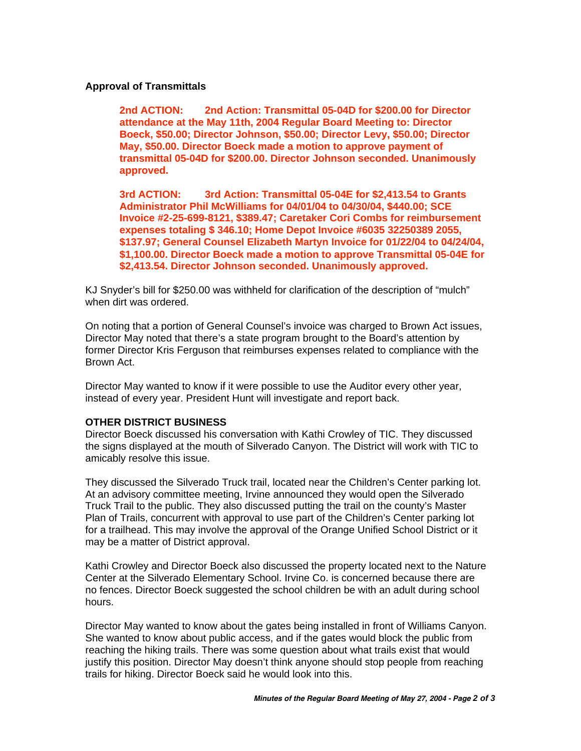**Approval of Transmittals**

**2nd ACTION: 2nd Action: Transmittal 05-04D for $200.00 for Director attendance at the May 11th, 2004 Regular Board Meeting to: Director Boeck, $50.00; Director Johnson, $50.00; Director Levy, $50.00; Director May, $50.00. Director Boeck made a motion to approve payment of transmittal 05-04D for $200.00. Director Johnson seconded. Unanimously approved.**

**3rd ACTION: 3rd Action: Transmittal 05-04E for $2,413.54 to Grants Administrator Phil McWilliams for 04/01/04 to 04/30/04, $440.00; SCE Invoice #2-25-699-8121, $389.47; Caretaker Cori Combs for reimbursement expenses totaling $ 346.10; Home Depot Invoice #6035 32250389 2055, $137.97; General Counsel Elizabeth Martyn Invoice for 01/22/04 to 04/24/04, $1,100.00. Director Boeck made a motion to approve Transmittal 05-04E for $2,413.54. Director Johnson seconded. Unanimously approved.**

KJ Snyder's bill for $250.00 was withheld for clarification of the description of "mulch" when dirt was ordered.

On noting that a portion of General Counsel's invoice was charged to Brown Act issues, Director May noted that there's a state program brought to the Board's attention by former Director Kris Ferguson that reimburses expenses related to compliance with the Brown Act.

Director May wanted to know if it were possible to use the Auditor every other year, instead of every year. President Hunt will investigate and report back.

**OTHER DISTRICT BUSINESS**

Director Boeck discussed his conversation with Kathi Crowley of TIC. They discussed the signs displayed at the mouth of Silverado Canyon. The District will work with TIC to amicably resolve this issue.

They discussed the Silverado Truck trail, located near the Children's Center parking lot. At an advisory committee meeting, Irvine announced they would open the Silverado Truck Trail to the public. They also discussed putting the trail on the county's Master Plan of Trails, concurrent with approval to use part of the Children's Center parking lot for a trailhead. This may involve the approval of the Orange Unified School District or it may be a matter of District approval.

Kathi Crowley and Director Boeck also discussed the property located next to the Nature Center at the Silverado Elementary School. Irvine Co. is concerned because there are no fences. Director Boeck suggested the school children be with an adult during school hours.

Director May wanted to know about the gates being installed in front of Williams Canyon. She wanted to know about public access, and if the gates would block the public from reaching the hiking trails. There was some question about what trails exist that would justify this position. Director May doesn't think anyone should stop people from reaching trails for hiking. Director Boeck said he would look into this.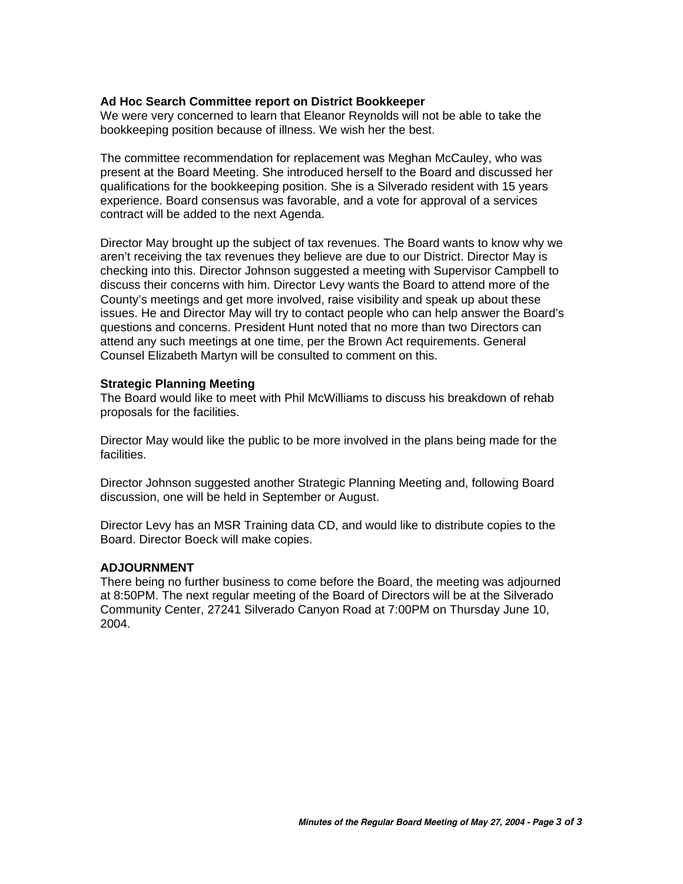**Ad Hoc Search Committee report on District Bookkeeper**

We were very concerned to learn that Eleanor Reynolds will not be able to take the bookkeeping position because of illness. We wish her the best.

The committee recommendation for replacement was Meghan McCauley, who was present at the Board Meeting. She introduced herself to the Board and discussed her qualifications for the bookkeeping position. She is a Silverado resident with 15 years experience. Board consensus was favorable, and a vote for approval of a services contract will be added to the next Agenda.

Director May brought up the subject of tax revenues. The Board wants to know why we aren't receiving the tax revenues they believe are due to our District. Director May is checking into this. Director Johnson suggested a meeting with Supervisor Campbell to discuss their concerns with him. Director Levy wants the Board to attend more of the County's meetings and get more involved, raise visibility and speak up about these issues. He and Director May will try to contact people who can help answer the Board's questions and concerns. President Hunt noted that no more than two Directors can attend any such meetings at one time, per the Brown Act requirements. General Counsel Elizabeth Martyn will be consulted to comment on this.

**Strategic Planning Meeting**

The Board would like to meet with Phil McWilliams to discuss his breakdown of rehab proposals for the facilities.

Director May would like the public to be more involved in the plans being made for the facilities.

Director Johnson suggested another Strategic Planning Meeting and, following Board discussion, one will be held in September or August.

Director Levy has an MSR Training data CD, and would like to distribute copies to the Board. Director Boeck will make copies.

**ADJOURNMENT**

There being no further business to come before the Board, the meeting was adjourned at 8:50PM. The next regular meeting of the Board of Directors will be at the Silverado Community Center, 27241 Silverado Canyon Road at 7:00PM on Thursday June 10, 2004.